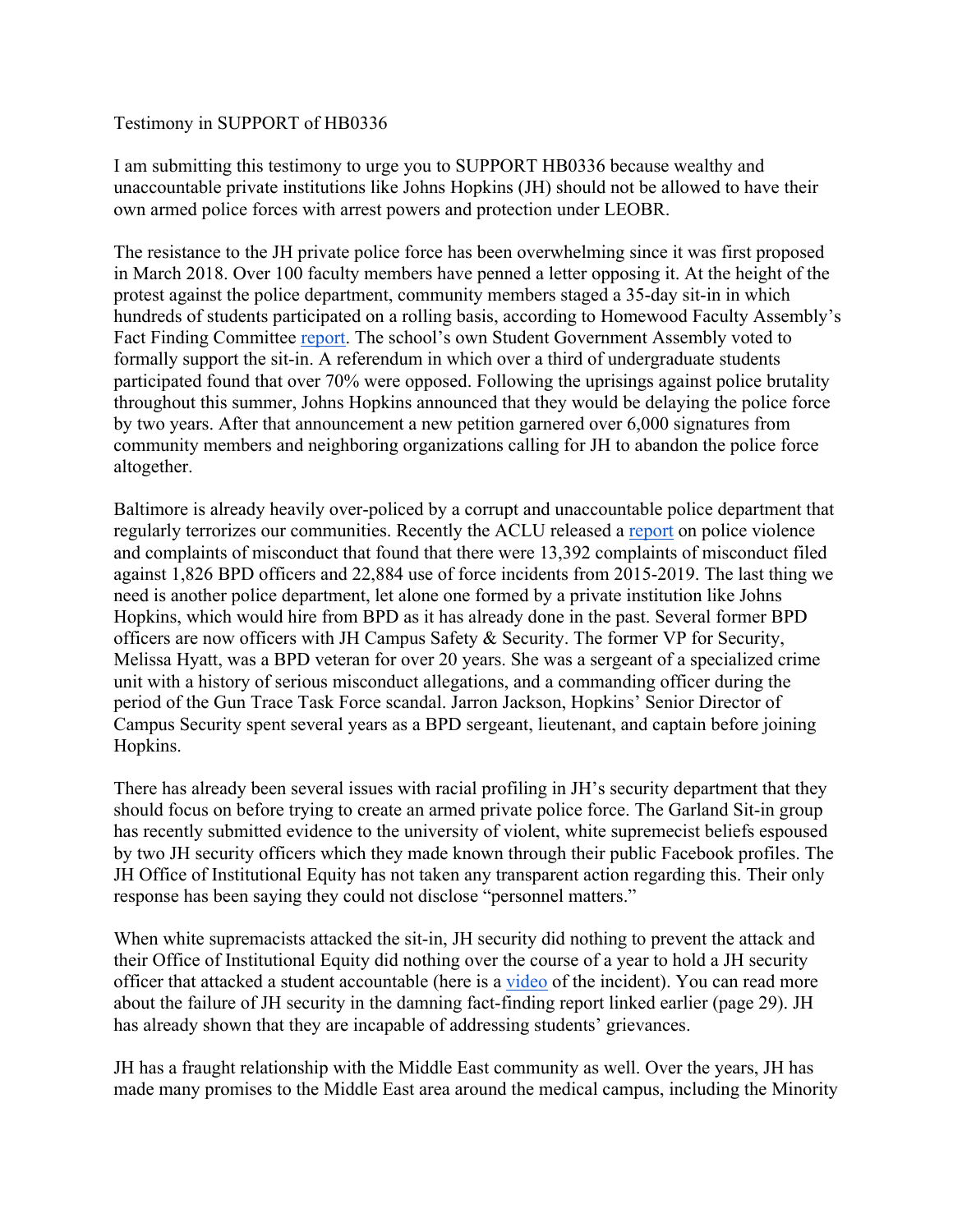Testimony in SUPPORT of HB0336

I am submitting this testimony to urge you to SUPPORT HB0336 because wealthy and unaccountable private institutions like Johns Hopkins (JH) should not be allowed to have their own armed police forces with arrest powers and protection under LEOBR.

The resistance to the JH private police force has been overwhelming since it was first proposed in March 2018. Over 100 faculty members have penned a letter opposing it. At the height of the protest against the police department, community members staged a 35-day sit-in in which hundreds of students participated on a rolling basis, according to Homewood Faculty Assembly's Fact Finding Committee report. The school's own Student Government Assembly voted to formally support the sit-in. A referendum in which over a third of undergraduate students participated found that over 70% were opposed. Following the uprisings against police brutality throughout this summer, Johns Hopkins announced that they would be delaying the police force by two years. After that announcement a new petition garnered over 6,000 signatures from community members and neighboring organizations calling for JH to abandon the police force altogether.

Baltimore is already heavily over-policed by a corrupt and unaccountable police department that regularly terrorizes our communities. Recently the ACLU released a report on police violence and complaints of misconduct that found that there were 13,392 complaints of misconduct filed against 1,826 BPD officers and 22,884 use of force incidents from 2015-2019. The last thing we need is another police department, let alone one formed by a private institution like Johns Hopkins, which would hire from BPD as it has already done in the past. Several former BPD officers are now officers with JH Campus Safety & Security. The former VP for Security, Melissa Hyatt, was a BPD veteran for over 20 years. She was a sergeant of a specialized crime unit with a history of serious misconduct allegations, and a commanding officer during the period of the Gun Trace Task Force scandal. Jarron Jackson, Hopkins' Senior Director of Campus Security spent several years as a BPD sergeant, lieutenant, and captain before joining Hopkins.

There has already been several issues with racial profiling in JH's security department that they should focus on before trying to create an armed private police force. The Garland Sit-in group has recently submitted evidence to the university of violent, white supremecist beliefs espoused by two JH security officers which they made known through their public Facebook profiles. The JH Office of Institutional Equity has not taken any transparent action regarding this. Their only response has been saying they could not disclose "personnel matters."

When white supremacists attacked the sit-in, JH security did nothing to prevent the attack and their Office of Institutional Equity did nothing over the course of a year to hold a JH security officer that attacked a student accountable (here is a video of the incident). You can read more about the failure of JH security in the damning fact-finding report linked earlier (page 29). JH has already shown that they are incapable of addressing students' grievances.

JH has a fraught relationship with the Middle East community as well. Over the years, JH has made many promises to the Middle East area around the medical campus, including the Minority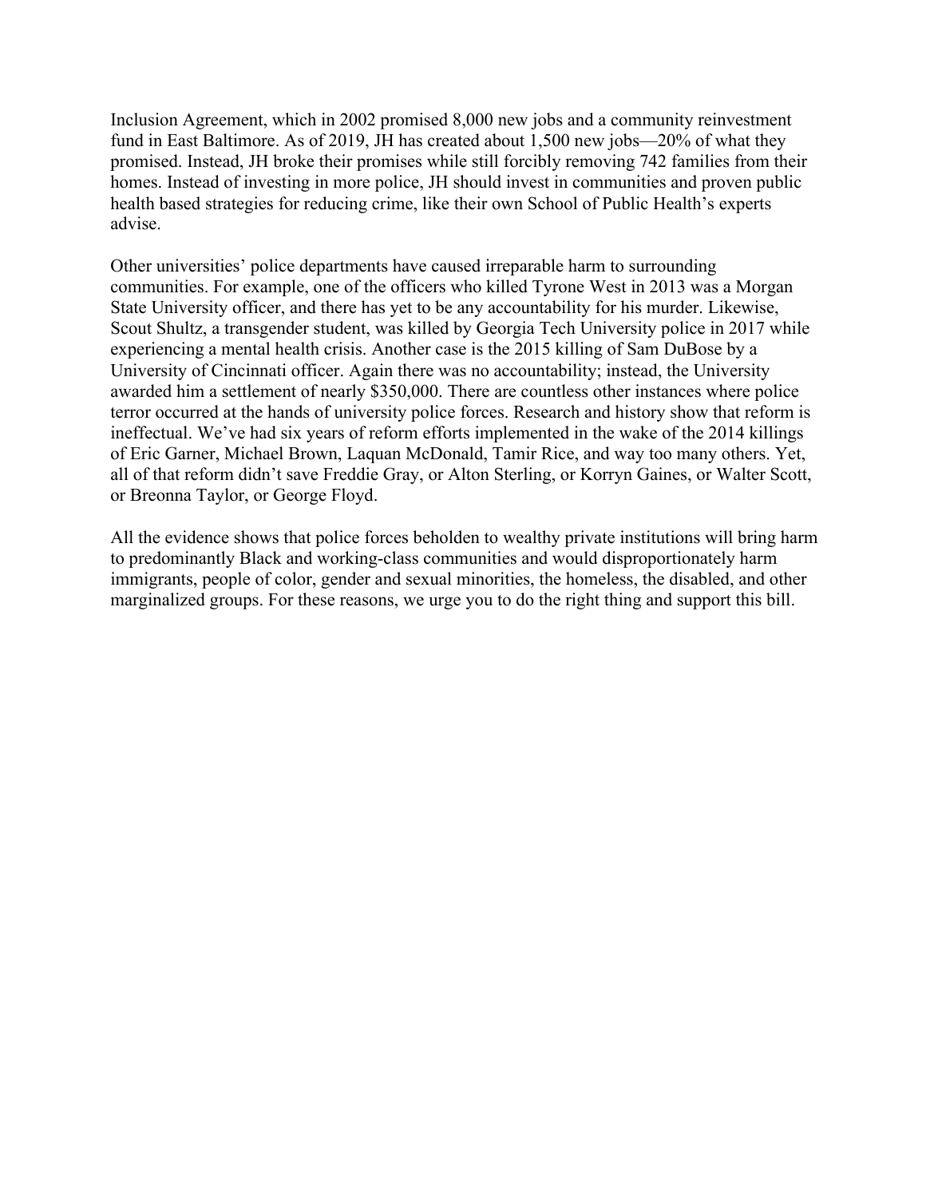Inclusion Agreement, which in 2002 promised 8,000 new jobs and a community reinvestment fund in East Baltimore. As of 2019, JH has created about 1,500 new jobs—20% of what they promised. Instead, JH broke their promises while still forcibly removing 742 families from their homes. Instead of investing in more police, JH should invest in communities and proven public health based strategies for reducing crime, like their own School of Public Health's experts advise.

Other universities' police departments have caused irreparable harm to surrounding communities. For example, one of the officers who killed Tyrone West in 2013 was a Morgan State University officer, and there has yet to be any accountability for his murder. Likewise, Scout Shultz, a transgender student, was killed by Georgia Tech University police in 2017 while experiencing a mental health crisis. Another case is the 2015 killing of Sam DuBose by a University of Cincinnati officer. Again there was no accountability; instead, the University awarded him a settlement of nearly $350,000. There are countless other instances where police terror occurred at the hands of university police forces. Research and history show that reform is ineffectual. We've had six years of reform efforts implemented in the wake of the 2014 killings of Eric Garner, Michael Brown, Laquan McDonald, Tamir Rice, and way too many others. Yet, all of that reform didn't save Freddie Gray, or Alton Sterling, or Korryn Gaines, or Walter Scott, or Breonna Taylor, or George Floyd.

All the evidence shows that police forces beholden to wealthy private institutions will bring harm to predominantly Black and working-class communities and would disproportionately harm immigrants, people of color, gender and sexual minorities, the homeless, the disabled, and other marginalized groups. For these reasons, we urge you to do the right thing and support this bill.